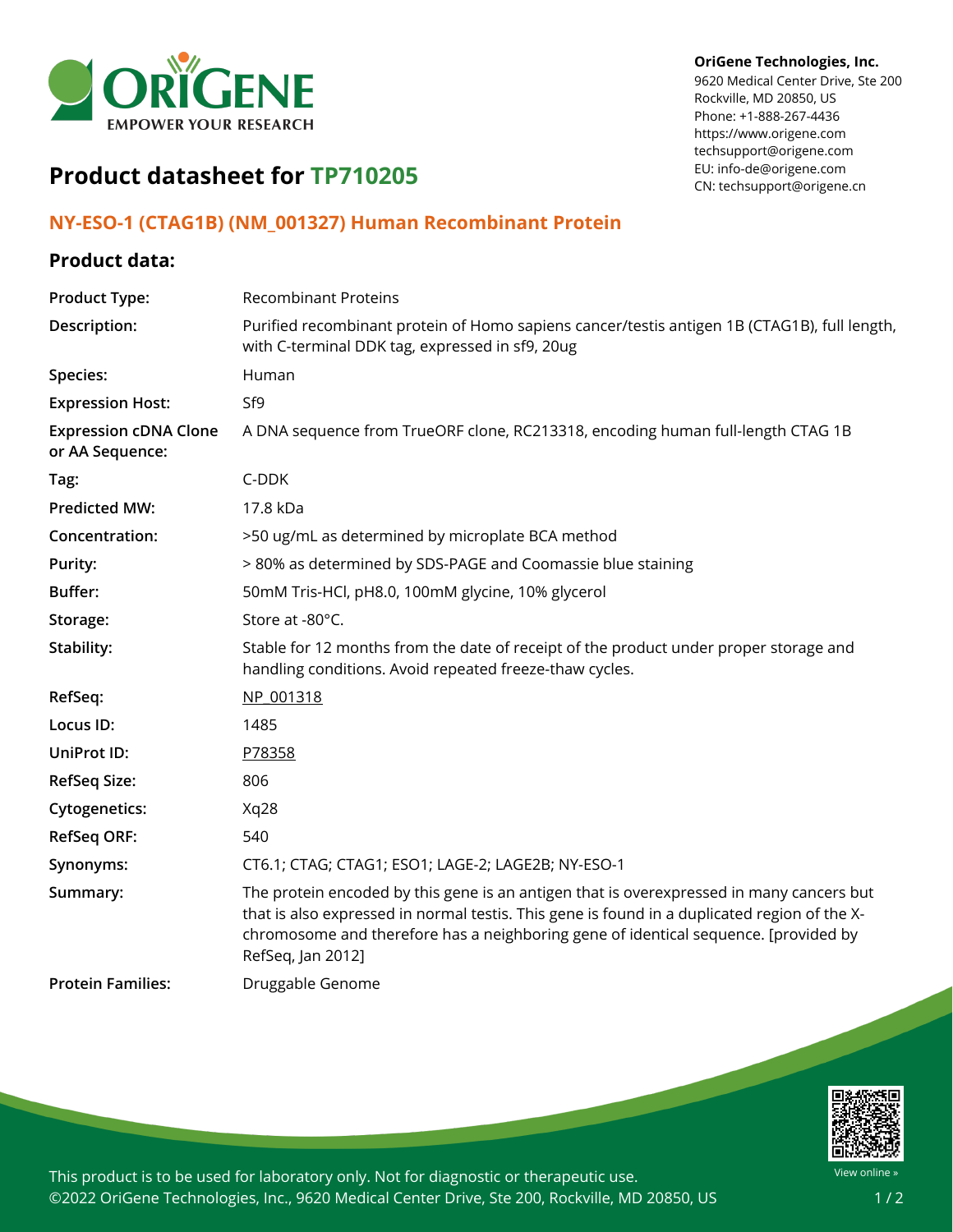**OriGene Technologies, Inc.**
9620 Medical Center Drive, Ste 200
Rockville, MD 20850, US
Phone: +1-888-267-4436
https://www.origene.com
techsupport@origene.com
EU: info-de@origene.com
CN: techsupport@origene.cn

# Product datasheet for TP710205

## NY-ESO-1 (CTAG1B) (NM_001327) Human Recombinant Protein

### Product data:

| | |
|---|---|
| **Product Type:** | Recombinant Proteins |
| **Description:** | Purified recombinant protein of Homo sapiens cancer/testis antigen 1B (CTAG1B), full length, with C-terminal DDK tag, expressed in sf9, 20ug |
| **Species:** | Human |
| **Expression Host:** | Sf9 |
| **Expression cDNA Clone or AA Sequence:** | A DNA sequence from TrueORF clone, RC213318, encoding human full-length CTAG 1B |
| **Tag:** | C-DDK |
| **Predicted MW:** | 17.8 kDa |
| **Concentration:** | >50 ug/mL as determined by microplate BCA method |
| **Purity:** | > 80% as determined by SDS-PAGE and Coomassie blue staining |
| **Buffer:** | 50mM Tris-HCl, pH8.0, 100mM glycine, 10% glycerol |
| **Storage:** | Store at -80°C. |
| **Stability:** | Stable for 12 months from the date of receipt of the product under proper storage and handling conditions. Avoid repeated freeze-thaw cycles. |
| **RefSeq:** | NP_001318 |
| **Locus ID:** | 1485 |
| **UniProt ID:** | P78358 |
| **RefSeq Size:** | 806 |
| **Cytogenetics:** | Xq28 |
| **RefSeq ORF:** | 540 |
| **Synonyms:** | CT6.1; CTAG; CTAG1; ESO1; LAGE-2; LAGE2B; NY-ESO-1 |
| **Summary:** | The protein encoded by this gene is an antigen that is overexpressed in many cancers but that is also expressed in normal testis. This gene is found in a duplicated region of the X-chromosome and therefore has a neighboring gene of identical sequence. [provided by RefSeq, Jan 2012] |
| **Protein Families:** | Druggable Genome |

This product is to be used for laboratory only. Not for diagnostic or therapeutic use.
©2022 OriGene Technologies, Inc., 9620 Medical Center Drive, Ste 200, Rockville, MD 20850, US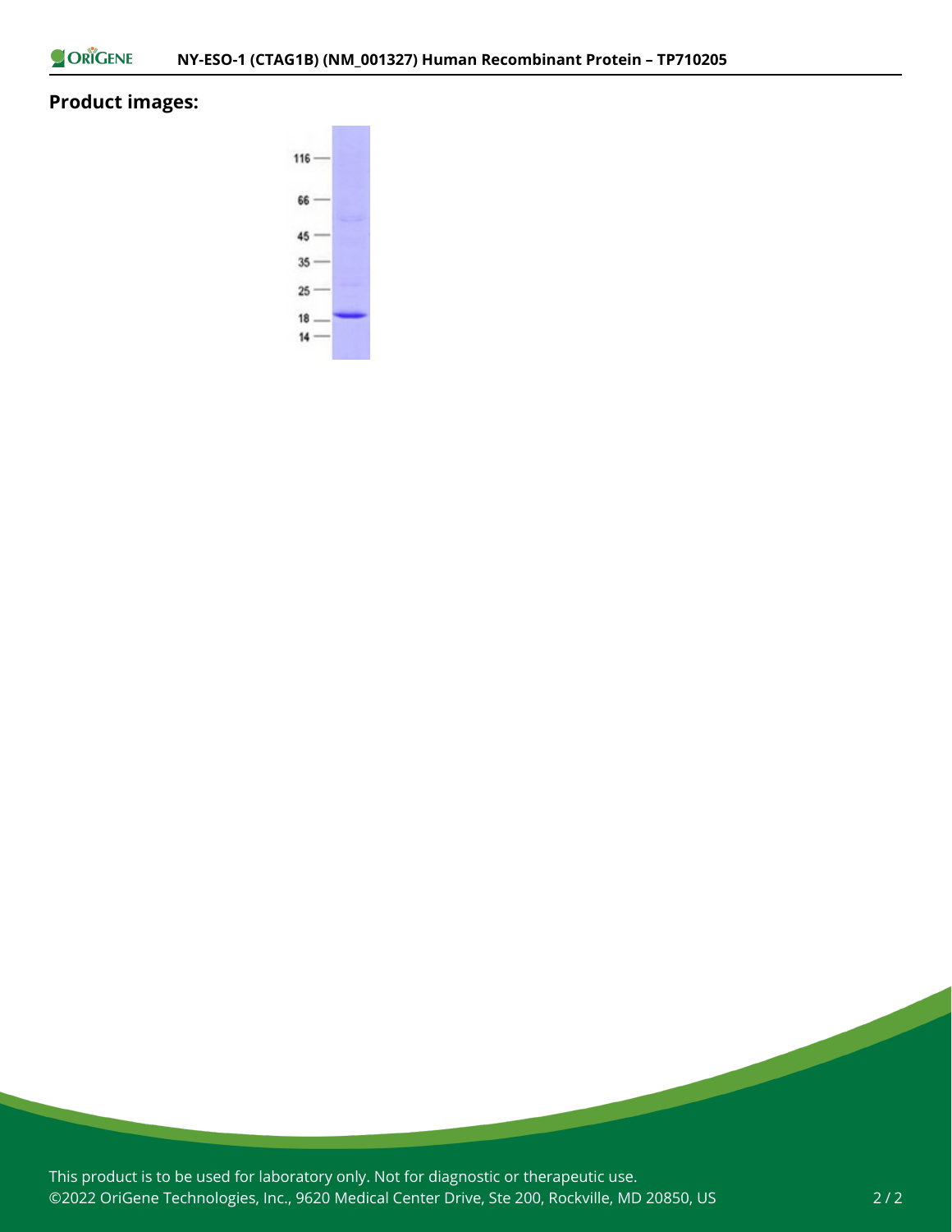## Product images:

116
66
45
35
25
18
14